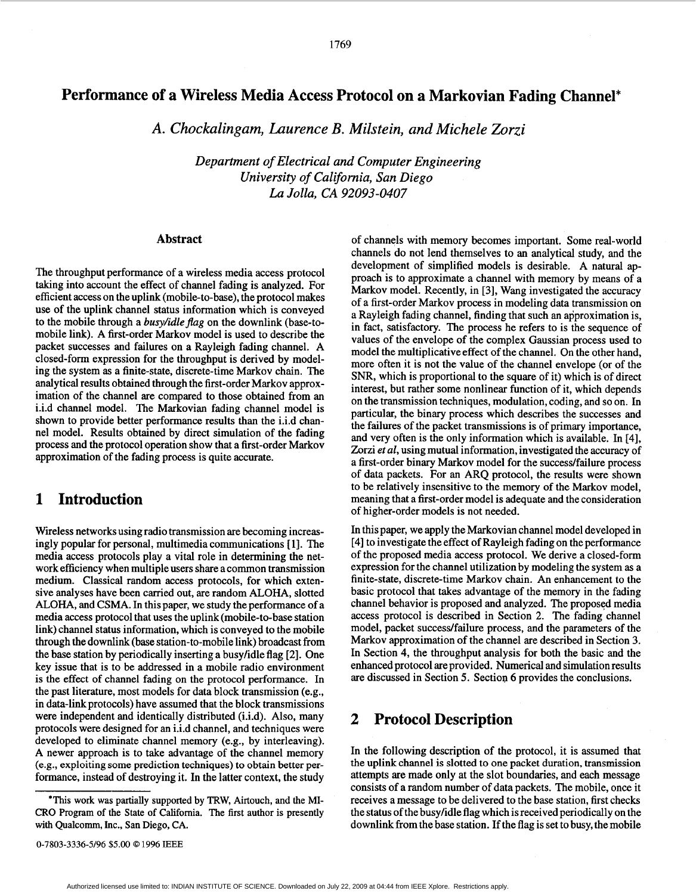# Performance of a Wireless Media Access Protocol on a Markovian Fading Channel*

*A. Chockalingam, Laurence B. Milstein, and Michele Zorzi*

*Department of Electrical and Computer Engineering*
*University of California, San Diego*
*La Jolla, CA 92093-0407*

## Abstract

The throughput performance of a wireless media access protocol taking into account the effect of channel fading is analyzed. For efficient access on the uplink (mobile-to-base), the protocol makes use of the uplink channel status information which is conveyed to the mobile through a *busy/idle flag* on the downlink (base-to-mobile link). A first-order Markov model is used to describe the packet successes and failures on a Rayleigh fading channel. A closed-form expression for the throughput is derived by modeling the system as a finite-state, discrete-time Markov chain. The analytical results obtained through the first-order Markov approximation of the channel are compared to those obtained from an i.i.d channel model. The Markovian fading channel model is shown to provide better performance results than the i.i.d channel model. Results obtained by direct simulation of the fading process and the protocol operation show that a first-order Markov approximation of the fading process is quite accurate.

## 1 Introduction

Wireless networks using radio transmission are becoming increasingly popular for personal, multimedia communications [1]. The media access protocols play a vital role in determining the network efficiency when multiple users share a common transmission medium. Classical random access protocols, for which extensive analyses have been carried out, are random ALOHA, slotted ALOHA, and CSMA. In this paper, we study the performance of a media access protocol that uses the uplink (mobile-to-base station link) channel status information, which is conveyed to the mobile through the downlink (base station-to-mobile link) broadcast from the base station by periodically inserting a busy/idle flag [2]. One key issue that is to be addressed in a mobile radio environment is the effect of channel fading on the protocol performance. In the past literature, most models for data block transmission (e.g., in data-link protocols) have assumed that the block transmissions were independent and identically distributed (i.i.d). Also, many protocols were designed for an i.i.d channel, and techniques were developed to eliminate channel memory (e.g., by interleaving). A newer approach is to take advantage of the channel memory (e.g., exploiting some prediction techniques) to obtain better performance, instead of destroying it. In the latter context, the study of channels with memory becomes important. Some real-world channels do not lend themselves to an analytical study, and the development of simplified models is desirable. A natural approach is to approximate a channel with memory by means of a Markov model. Recently, in [3], Wang investigated the accuracy of a first-order Markov process in modeling data transmission on a Rayleigh fading channel, finding that such an approximation is, in fact, satisfactory. The process he refers to is the sequence of values of the envelope of the complex Gaussian process used to model the multiplicative effect of the channel. On the other hand, more often it is not the value of the channel envelope (or of the SNR, which is proportional to the square of it) which is of direct interest, but rather some nonlinear function of it, which depends on the transmission techniques, modulation, coding, and so on. In particular, the binary process which describes the successes and the failures of the packet transmissions is of primary importance, and very often is the only information which is available. In [4], Zorzi *et al*, using mutual information, investigated the accuracy of a first-order binary Markov model for the success/failure process of data packets. For an ARQ protocol, the results were shown to be relatively insensitive to the memory of the Markov model, meaning that a first-order model is adequate and the consideration of higher-order models is not needed.

In this paper, we apply the Markovian channel model developed in [4] to investigate the effect of Rayleigh fading on the performance of the proposed media access protocol. We derive a closed-form expression for the channel utilization by modeling the system as a finite-state, discrete-time Markov chain. An enhancement to the basic protocol that takes advantage of the memory in the fading channel behavior is proposed and analyzed. The proposed media access protocol is described in Section 2. The fading channel model, packet success/failure process, and the parameters of the Markov approximation of the channel are described in Section 3. In Section 4, the throughput analysis for both the basic and the enhanced protocol are provided. Numerical and simulation results are discussed in Section 5. Section 6 provides the conclusions.

## 2 Protocol Description

In the following description of the protocol, it is assumed that the uplink channel is slotted to one packet duration, transmission attempts are made only at the slot boundaries, and each message consists of a random number of data packets. The mobile, once it receives a message to be delivered to the base station, first checks the status of the busy/idle flag which is received periodically on the downlink from the base station. If the flag is set to busy, the mobile

*This work was partially supported by TRW, Airtouch, and the MICRO Program of the State of California. The first author is presently with Qualcomm, Inc., San Diego, CA.

0-7803-3336-5/96 $5.00 © 1996 IEEE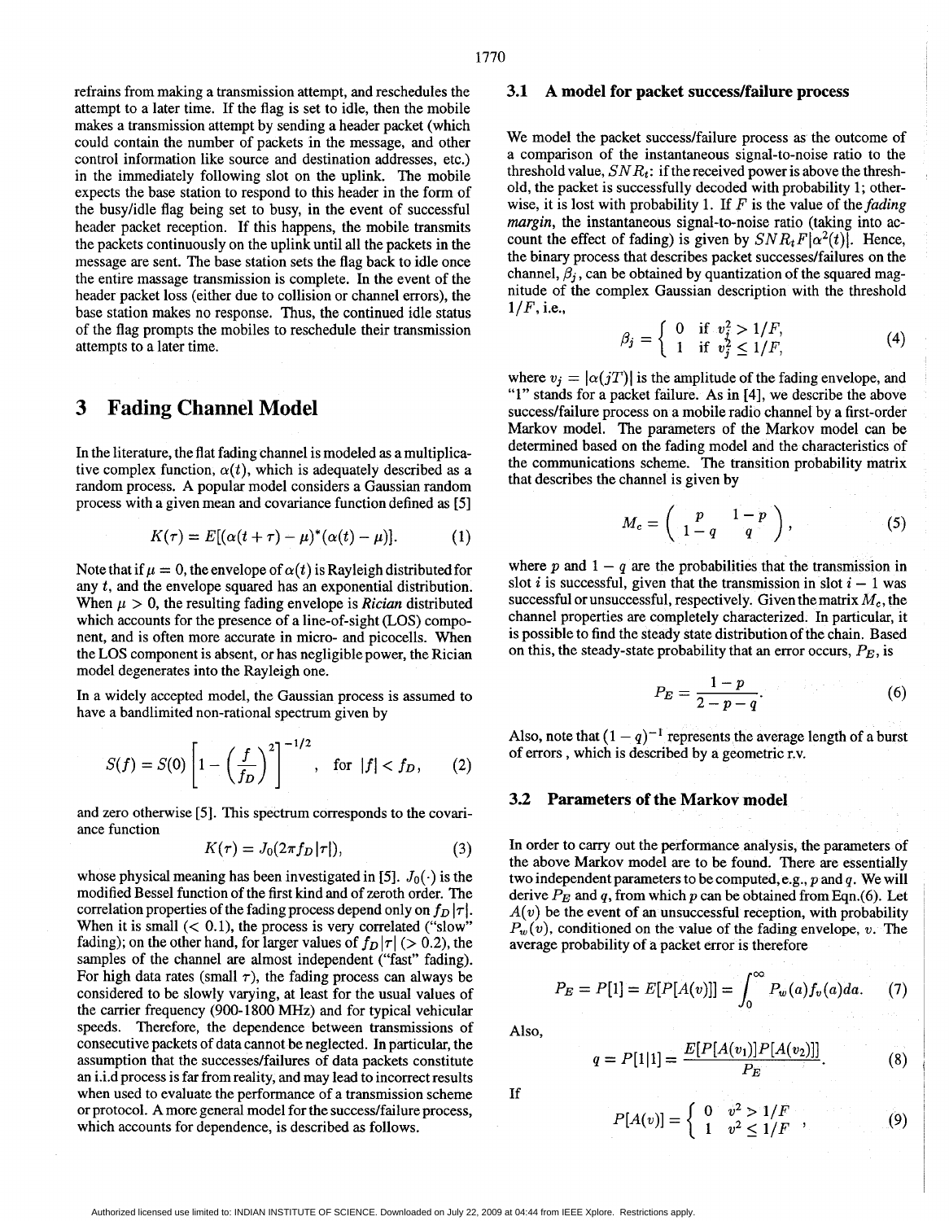refrains from making a transmission attempt, and reschedules the attempt to a later time. If the flag is set to idle, then the mobile makes a transmission attempt by sending a header packet (which could contain the number of packets in the message, and other control information like source and destination addresses, etc.) in the immediately following slot on the uplink. The mobile expects the base station to respond to this header in the form of the busy/idle flag being set to busy, in the event of successful header packet reception. If this happens, the mobile transmits the packets continuously on the uplink until all the packets in the message are sent. The base station sets the flag back to idle once the entire massage transmission is complete. In the event of the header packet loss (either due to collision or channel errors), the base station makes no response. Thus, the continued idle status of the flag prompts the mobiles to reschedule their transmission attempts to a later time.

# 3 Fading Channel Model

In the literature, the flat fading channel is modeled as a multiplicative complex function, $\alpha(t)$, which is adequately described as a random process. A popular model considers a Gaussian random process with a given mean and covariance function defined as [5]

$$K(\tau) = E[(\alpha(t+\tau) - \mu)^*(\alpha(t) - \mu)]. \tag{1}$$

Note that if $\mu = 0$, the envelope of $\alpha(t)$ is Rayleigh distributed for any $t$, and the envelope squared has an exponential distribution. When $\mu > 0$, the resulting fading envelope is *Rician* distributed which accounts for the presence of a line-of-sight (LOS) component, and is often more accurate in micro- and picocells. When the LOS component is absent, or has negligible power, the Rician model degenerates into the Rayleigh one.

In a widely accepted model, the Gaussian process is assumed to have a bandlimited non-rational spectrum given by

$$S(f) = S(0)\left[1 - \left(\frac{f}{f_D}\right)^2\right]^{-1/2}, \quad \text{for } |f| < f_D, \tag{2}$$

and zero otherwise [5]. This spectrum corresponds to the covariance function

$$K(\tau) = J_0(2\pi f_D|\tau|), \tag{3}$$

whose physical meaning has been investigated in [5]. $J_0(\cdot)$ is the modified Bessel function of the first kind and of zeroth order. The correlation properties of the fading process depend only on $f_D|\tau|$. When it is small ($< 0.1$), the process is very correlated ("slow" fading); on the other hand, for larger values of $f_D|\tau|$ ($> 0.2$), the samples of the channel are almost independent ("fast" fading). For high data rates (small $\tau$), the fading process can always be considered to be slowly varying, at least for the usual values of the carrier frequency (900-1800 MHz) and for typical vehicular speeds. Therefore, the dependence between transmissions of consecutive packets of data cannot be neglected. In particular, the assumption that the successes/failures of data packets constitute an i.i.d process is far from reality, and may lead to incorrect results when used to evaluate the performance of a transmission scheme or protocol. A more general model for the success/failure process, which accounts for dependence, is described as follows.

## 3.1 A model for packet success/failure process

We model the packet success/failure process as the outcome of a comparison of the instantaneous signal-to-noise ratio to the threshold value, $SNR_t$: if the received power is above the threshold, the packet is successfully decoded with probability 1; otherwise, it is lost with probability 1. If $F$ is the value of *the fading margin*, the instantaneous signal-to-noise ratio (taking into account the effect of fading) is given by $SNR_t F|\alpha^2(t)|$. Hence, the binary process that describes packet successes/failures on the channel, $\beta_j$, can be obtained by quantization of the squared magnitude of the complex Gaussian description with the threshold $1/F$, i.e.,

$$\beta_j = \begin{cases} 0 & \text{if } v_j^2 > 1/F, \\ 1 & \text{if } v_j^2 \leq 1/F, \end{cases} \tag{4}$$

where $v_j = |\alpha(jT)|$ is the amplitude of the fading envelope, and "1" stands for a packet failure. As in [4], we describe the above success/failure process on a mobile radio channel by a first-order Markov model. The parameters of the Markov model can be determined based on the fading model and the characteristics of the communications scheme. The transition probability matrix that describes the channel is given by

$$M_c = \begin{pmatrix} p & 1-p \\ 1-q & q \end{pmatrix}, \tag{5}$$

where $p$ and $1-q$ are the probabilities that the transmission in slot $i$ is successful, given that the transmission in slot $i-1$ was successful or unsuccessful, respectively. Given the matrix $M_c$, the channel properties are completely characterized. In particular, it is possible to find the steady state distribution of the chain. Based on this, the steady-state probability that an error occurs, $P_E$, is

$$P_E = \frac{1-p}{2-p-q}. \tag{6}$$

Also, note that $(1-q)^{-1}$ represents the average length of a burst of errors , which is described by a geometric r.v.

## 3.2 Parameters of the Markov model

In order to carry out the performance analysis, the parameters of the above Markov model are to be found. There are essentially two independent parameters to be computed, e.g., $p$ and $q$. We will derive $P_E$ and $q$, from which $p$ can be obtained from Eqn.(6). Let $A(v)$ be the event of an unsuccessful reception, with probability $P_w(v)$, conditioned on the value of the fading envelope, $v$. The average probability of a packet error is therefore

$$P_E = P[1] = E[P[A(v)]] = \int_0^\infty P_w(a) f_v(a) da. \tag{7}$$

Also,

$$q = P[1|1] = \frac{E[P[A(v_1)]P[A(v_2)]]}{P_E}. \tag{8}$$

If

$$P[A(v)] = \begin{cases} 0 & v^2 > 1/F \\ 1 & v^2 \leq 1/F \end{cases}, \tag{9}$$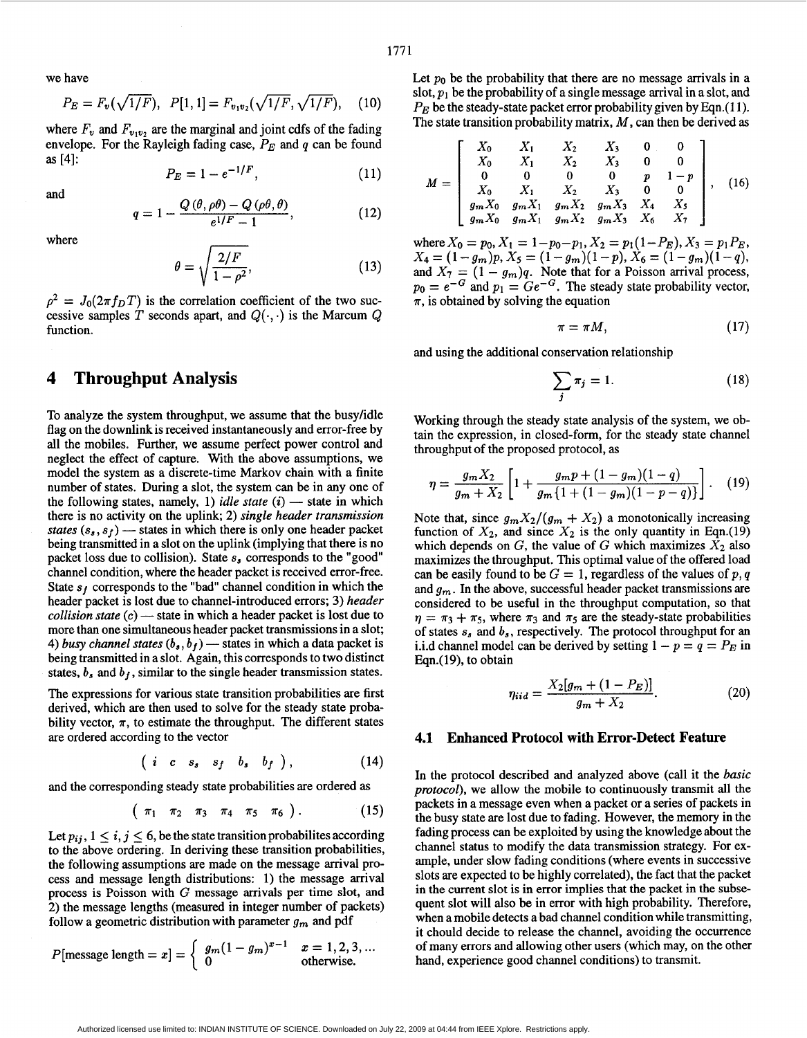we have

$$P_E = F_v(\sqrt{1/F}), \quad P[1,1] = F_{v_1v_2}(\sqrt{1/F}, \sqrt{1/F}), \quad (10)$$

where $F_v$ and $F_{v_1v_2}$ are the marginal and joint cdfs of the fading envelope. For the Rayleigh fading case, $P_E$ and $q$ can be found as [4]:

$$P_E = 1 - e^{-1/F}, \quad (11)$$

and

$$q = 1 - \frac{Q(\theta, \rho\theta) - Q(\rho\theta, \theta)}{e^{1/F} - 1}, \quad (12)$$

where

$$\theta = \sqrt{\frac{2/F}{1-\rho^2}}, \quad (13)$$

$\rho^2 = J_0(2\pi f_D T)$ is the correlation coefficient of the two successive samples $T$ seconds apart, and $Q(\cdot,\cdot)$ is the Marcum Q function.

# 4 Throughput Analysis

To analyze the system throughput, we assume that the busy/idle flag on the downlink is received instantaneously and error-free by all the mobiles. Further, we assume perfect power control and neglect the effect of capture. With the above assumptions, we model the system as a discrete-time Markov chain with a finite number of states. During a slot, the system can be in any one of the following states, namely, 1) *idle state* ($i$) — state in which there is no activity on the uplink; 2) *single header transmission states* ($s_s, s_f$) — states in which there is only one header packet being transmitted in a slot on the uplink (implying that there is no packet loss due to collision). State $s_s$ corresponds to the "good" channel condition, where the header packet is received error-free. State $s_f$ corresponds to the "bad" channel condition in which the header packet is lost due to channel-introduced errors; 3) *header collision state* ($c$) — state in which a header packet is lost due to more than one simultaneous header packet transmissions in a slot; 4) *busy channel states* ($b_s, b_f$) — states in which a data packet is being transmitted in a slot. Again, this corresponds to two distinct states, $b_s$ and $b_f$, similar to the single header transmission states.

The expressions for various state transition probabilities are first derived, which are then used to solve for the steady state probability vector, $\pi$, to estimate the throughput. The different states are ordered according to the vector

$$( \; i \quad c \quad s_s \quad s_f \quad b_s \quad b_f \; ), \quad (14)$$

and the corresponding steady state probabilities are ordered as

$$( \; \pi_1 \quad \pi_2 \quad \pi_3 \quad \pi_4 \quad \pi_5 \quad \pi_6 \; ). \quad (15)$$

Let $p_{ij}$, $1 \leq i, j \leq 6$, be the state transition probabilites according to the above ordering. In deriving these transition probabilities, the following assumptions are made on the message arrival process and message length distributions: 1) the message arrival process is Poisson with $G$ message arrivals per time slot, and 2) the message lengths (measured in integer number of packets) follow a geometric distribution with parameter $g_m$ and pdf

$$P[\text{message length} = x] = \begin{cases} g_m(1-g_m)^{x-1} & x = 1,2,3,\ldots \\ 0 & \text{otherwise.} \end{cases}$$

Let $p_0$ be the probability that there are no message arrivals in a slot, $p_1$ be the probability of a single message arrival in a slot, and $P_E$ be the steady-state packet error probability given by Eqn.(11). The state transition probability matrix, $M$, can then be derived as

$$M = \begin{bmatrix} X_0 & X_1 & X_2 & X_3 & 0 & 0 \\ X_0 & X_1 & X_2 & X_3 & 0 & 0 \\ 0 & 0 & 0 & 0 & p & 1-p \\ X_0 & X_1 & X_2 & X_3 & 0 & 0 \\ g_m X_0 & g_m X_1 & g_m X_2 & g_m X_3 & X_4 & X_5 \\ g_m X_0 & g_m X_1 & g_m X_2 & g_m X_3 & X_6 & X_7 \end{bmatrix}, \quad (16)$$

where $X_0 = p_0$, $X_1 = 1-p_0-p_1$, $X_2 = p_1(1-P_E)$, $X_3 = p_1 P_E$, $X_4 = (1-g_m)p$, $X_5 = (1-g_m)(1-p)$, $X_6 = (1-g_m)(1-q)$, and $X_7 = (1-g_m)q$. Note that for a Poisson arrival process, $p_0 = e^{-G}$ and $p_1 = Ge^{-G}$. The steady state probability vector, $\pi$, is obtained by solving the equation

$$\pi = \pi M, \quad (17)$$

and using the additional conservation relationship

$$\sum_j \pi_j = 1. \quad (18)$$

Working through the steady state analysis of the system, we obtain the expression, in closed-form, for the steady state channel throughput of the proposed protocol, as

$$\eta = \frac{g_m X_2}{g_m + X_2}\left[1 + \frac{g_m p + (1-g_m)(1-q)}{g_m\{1 + (1-g_m)(1-p-q)\}}\right]. \quad (19)$$

Note that, since $g_m X_2/(g_m + X_2)$ a monotonically increasing function of $X_2$, and since $X_2$ is the only quantity in Eqn.(19) which depends on $G$, the value of $G$ which maximizes $X_2$ also maximizes the throughput. This optimal value of the offered load can be easily found to be $G = 1$, regardless of the values of $p$, $q$ and $g_m$. In the above, successful header packet transmissions are considered to be useful in the throughput computation, so that $\eta = \pi_3 + \pi_5$, where $\pi_3$ and $\pi_5$ are the steady-state probabilities of states $s_s$ and $b_s$, respectively. The protocol throughput for an i.i.d channel model can be derived by setting $1 - p = q = P_E$ in Eqn.(19), to obtain

$$\eta_{iid} = \frac{X_2[g_m + (1-P_E)]}{g_m + X_2}. \quad (20)$$

## 4.1 Enhanced Protocol with Error-Detect Feature

In the protocol described and analyzed above (call it the *basic protocol*), we allow the mobile to continuously transmit all the packets in a message even when a packet or a series of packets in the busy state are lost due to fading. However, the memory in the fading process can be exploited by using the knowledge about the channel status to modify the data transmission strategy. For example, under slow fading conditions (where events in successive slots are expected to be highly correlated), the fact that the packet in the current slot is in error implies that the packet in the subsequent slot will also be in error with high probability. Therefore, when a mobile detects a bad channel condition while transmitting, it chould decide to release the channel, avoiding the occurrence of many errors and allowing other users (which may, on the other hand, experience good channel conditions) to transmit.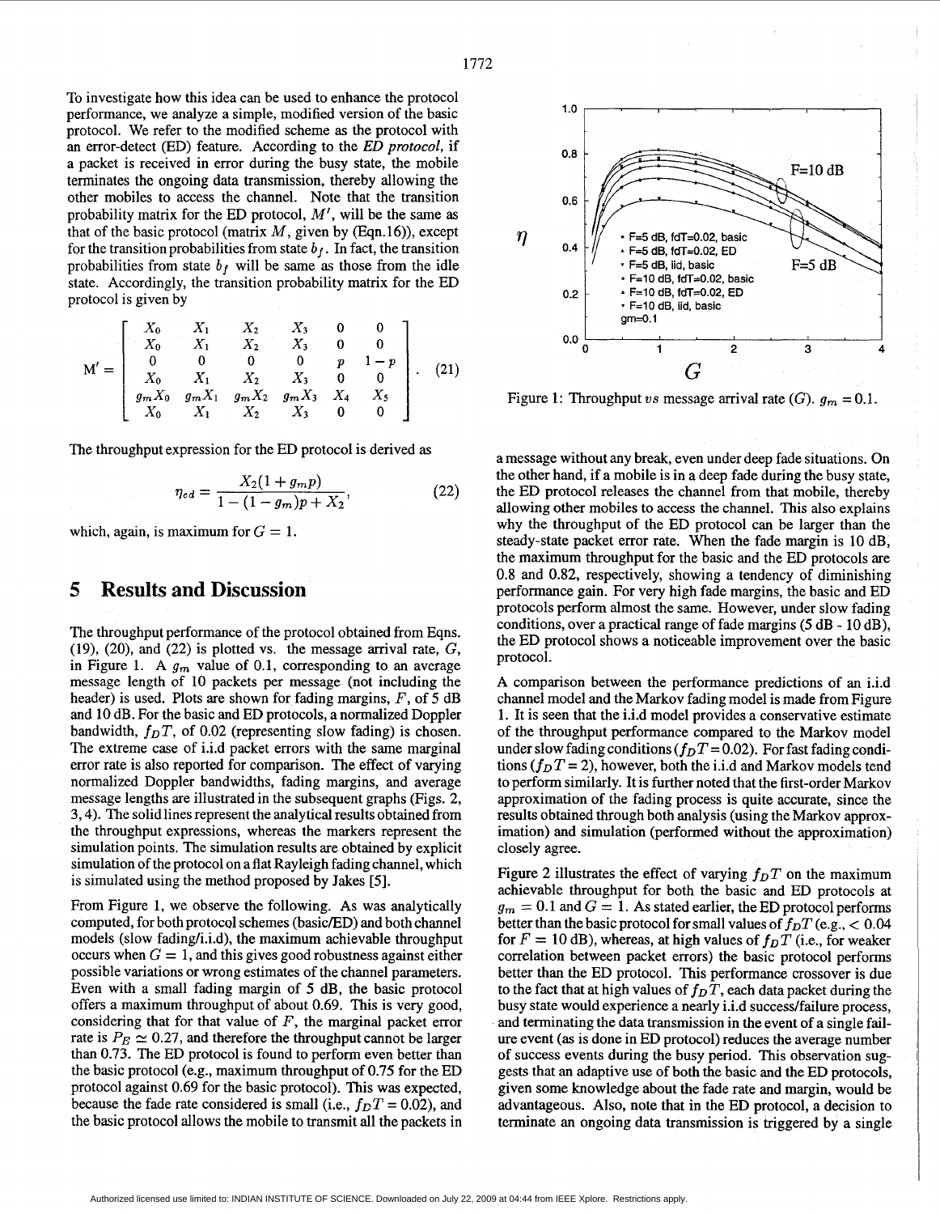To investigate how this idea can be used to enhance the protocol performance, we analyze a simple, modified version of the basic protocol. We refer to the modified scheme as the protocol with an error-detect (ED) feature. According to the *ED protocol*, if a packet is received in error during the busy state, the mobile terminates the ongoing data transmission, thereby allowing the other mobiles to access the channel. Note that the transition probability matrix for the ED protocol, $M'$, will be the same as that of the basic protocol (matrix $M$, given by (Eqn.16)), except for the transition probabilities from state $b_f$. In fact, the transition probabilities from state $b_f$ will be same as those from the idle state. Accordingly, the transition probability matrix for the ED protocol is given by

$$
\mathrm{M}' = \begin{bmatrix} X_0 & X_1 & X_2 & X_3 & 0 & 0 \\ X_0 & X_1 & X_2 & X_3 & 0 & 0 \\ 0 & 0 & 0 & 0 & p & 1-p \\ X_0 & X_1 & X_2 & X_3 & 0 & 0 \\ g_m X_0 & g_m X_1 & g_m X_2 & g_m X_3 & X_4 & X_5 \\ X_0 & X_1 & X_2 & X_3 & 0 & 0 \end{bmatrix}. \quad (21)
$$

The throughput expression for the ED protocol is derived as

$$
\eta_{ed} = \frac{X_2(1+g_m p)}{1-(1-g_m)p + X_2}, \quad (22)
$$

which, again, is maximum for $G = 1$.

# 5 Results and Discussion

The throughput performance of the protocol obtained from Eqns. (19), (20), and (22) is plotted vs. the message arrival rate, $G$, in Figure 1. A $g_m$ value of 0.1, corresponding to an average message length of 10 packets per message (not including the header) is used. Plots are shown for fading margins, $F$, of 5 dB and 10 dB. For the basic and ED protocols, a normalized Doppler bandwidth, $f_D T$, of 0.02 (representing slow fading) is chosen. The extreme case of i.i.d packet errors with the same marginal error rate is also reported for comparison. The effect of varying normalized Doppler bandwidths, fading margins, and average message lengths are illustrated in the subsequent graphs (Figs. 2, 3, 4). The solid lines represent the analytical results obtained from the throughput expressions, whereas the markers represent the simulation points. The simulation results are obtained by explicit simulation of the protocol on a flat Rayleigh fading channel, which is simulated using the method proposed by Jakes [5].

From Figure 1, we observe the following. As was analytically computed, for both protocol schemes (basic/ED) and both channel models (slow fading/i.i.d), the maximum achievable throughput occurs when $G = 1$, and this gives good robustness against either possible variations or wrong estimates of the channel parameters. Even with a small fading margin of 5 dB, the basic protocol offers a maximum throughput of about 0.69. This is very good, considering that for that value of $F$, the marginal packet error rate is $P_E \simeq 0.27$, and therefore the throughput cannot be larger than 0.73. The ED protocol is found to perform even better than the basic protocol (e.g., maximum throughput of 0.75 for the ED protocol against 0.69 for the basic protocol). This was expected, because the fade rate considered is small (i.e., $f_D T = 0.02$), and the basic protocol allows the mobile to transmit all the packets in a message without any break, even under deep fade situations. On the other hand, if a mobile is in a deep fade during the busy state, the ED protocol releases the channel from that mobile, thereby allowing other mobiles to access the channel. This also explains why the throughput of the ED protocol can be larger than the steady-state packet error rate. When the fade margin is 10 dB, the maximum throughput for the basic and the ED protocols are 0.8 and 0.82, respectively, showing a tendency of diminishing performance gain. For very high fade margins, the basic and ED protocols perform almost the same. However, under slow fading conditions, over a practical range of fade margins (5 dB - 10 dB), the ED protocol shows a noticeable improvement over the basic protocol.

Figure 1: Throughput *vs* message arrival rate ($G$). $g_m = 0.1$.

A comparison between the performance predictions of an i.i.d channel model and the Markov fading model is made from Figure 1. It is seen that the i.i.d model provides a conservative estimate of the throughput performance compared to the Markov model under slow fading conditions ($f_D T = 0.02$). For fast fading conditions ($f_D T = 2$), however, both the i.i.d and Markov models tend to perform similarly. It is further noted that the first-order Markov approximation of the fading process is quite accurate, since the results obtained through both analysis (using the Markov approximation) and simulation (performed without the approximation) closely agree.

Figure 2 illustrates the effect of varying $f_D T$ on the maximum achievable throughput for both the basic and ED protocols at $g_m = 0.1$ and $G = 1$. As stated earlier, the ED protocol performs better than the basic protocol for small values of $f_D T$ (e.g., $< 0.04$ for $F = 10$ dB), whereas, at high values of $f_D T$ (i.e., for weaker correlation between packet errors) the basic protocol performs better than the ED protocol. This performance crossover is due to the fact that at high values of $f_D T$, each data packet during the busy state would experience a nearly i.i.d success/failure process, and terminating the data transmission in the event of a single failure event (as is done in ED protocol) reduces the average number of success events during the busy period. This observation suggests that an adaptive use of both the basic and the ED protocols, given some knowledge about the fade rate and margin, would be advantageous. Also, note that in the ED protocol, a decision to terminate an ongoing data transmission is triggered by a single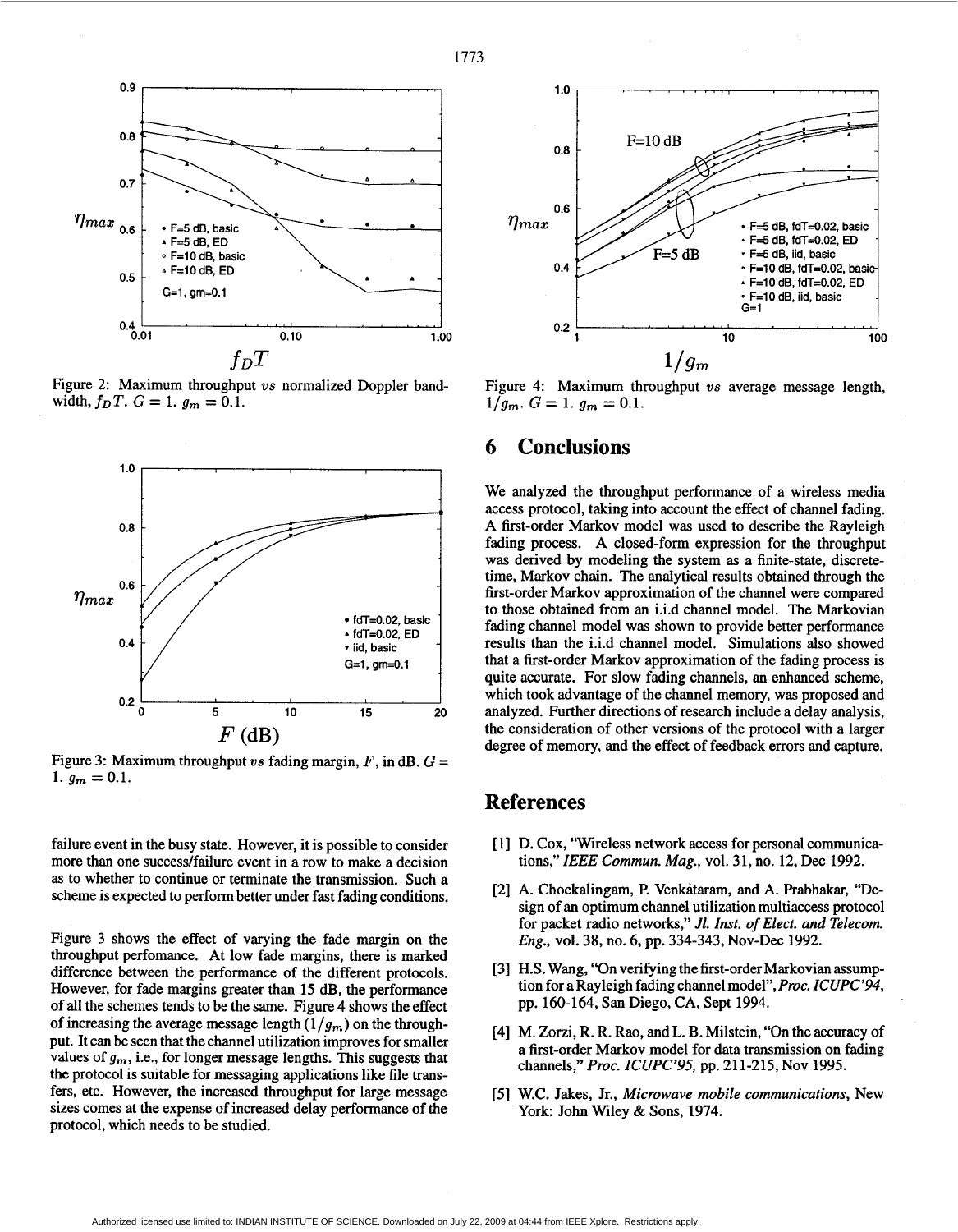0.9
0.8
0.7
$\eta_{max}$ 0.6
0.5
0.4
0.01
0.10
1.00

• F=5 dB, basic
▴ F=5 dB, ED
◦ F=10 dB, basic
▵ F=10 dB, ED
G=1, gm=0.1

$f_D T$

Figure 2: Maximum throughput *vs* normalized Doppler bandwidth, $f_D T$. $G = 1$. $g_m = 0.1$.

1.0
0.8
0.6
$\eta_{max}$
0.4
0.2
0
5
10
15
20

• fdT=0.02, basic
▴ fdT=0.02, ED
▾ iid, basic
G=1, gm=0.1

$F$ (dB)

Figure 3: Maximum throughput *vs* fading margin, $F$, in dB. $G = 1$. $g_m = 0.1$.

failure event in the busy state. However, it is possible to consider more than one success/failure event in a row to make a decision as to whether to continue or terminate the transmission. Such a scheme is expected to perform better under fast fading conditions.

Figure 3 shows the effect of varying the fade margin on the throughput perfomance. At low fade margins, there is marked difference between the performance of the different protocols. However, for fade margins greater than 15 dB, the performance of all the schemes tends to be the same. Figure 4 shows the effect of increasing the average message length ($1/g_m$) on the throughput. It can be seen that the channel utilization improves for smaller values of $g_m$, i.e., for longer message lengths. This suggests that the protocol is suitable for messaging applications like file transfers, etc. However, the increased throughput for large message sizes comes at the expense of increased delay performance of the protocol, which needs to be studied.

1.0
0.8
0.6
$\eta_{max}$
0.4
0.2
1
10
100

F=10 dB
F=5 dB

• F=5 dB, fdT=0.02, basic
▴ F=5 dB, fdT=0.02, ED
▾ F=5 dB, iid, basic
• F=10 dB, fdT=0.02, basic
▴ F=10 dB, fdT=0.02, ED
▾ F=10 dB, iid, basic
G=1

$1/g_m$

Figure 4: Maximum throughput *vs* average message length, $1/g_m$. $G = 1$. $g_m = 0.1$.

## 6 Conclusions

We analyzed the throughput performance of a wireless media access protocol, taking into account the effect of channel fading. A first-order Markov model was used to describe the Rayleigh fading process. A closed-form expression for the throughput was derived by modeling the system as a finite-state, discrete-time, Markov chain. The analytical results obtained through the first-order Markov approximation of the channel were compared to those obtained from an i.i.d channel model. The Markovian fading channel model was shown to provide better performance results than the i.i.d channel model. Simulations also showed that a first-order Markov approximation of the fading process is quite accurate. For slow fading channels, an enhanced scheme, which took advantage of the channel memory, was proposed and analyzed. Further directions of research include a delay analysis, the consideration of other versions of the protocol with a larger degree of memory, and the effect of feedback errors and capture.

## References

[1] D. Cox, "Wireless network access for personal communications," *IEEE Commun. Mag.*, vol. 31, no. 12, Dec 1992.

[2] A. Chockalingam, P. Venkataram, and A. Prabhakar, "Design of an optimum channel utilization multiaccess protocol for packet radio networks," *Jl. Inst. of Elect. and Telecom. Eng.*, vol. 38, no. 6, pp. 334-343, Nov-Dec 1992.

[3] H.S. Wang, "On verifying the first-order Markovian assumption for a Rayleigh fading channel model", *Proc. ICUPC'94*, pp. 160-164, San Diego, CA, Sept 1994.

[4] M. Zorzi, R. R. Rao, and L. B. Milstein, "On the accuracy of a first-order Markov model for data transmission on fading channels," *Proc. ICUPC'95*, pp. 211-215, Nov 1995.

[5] W.C. Jakes, Jr., *Microwave mobile communications*, New York: John Wiley & Sons, 1974.